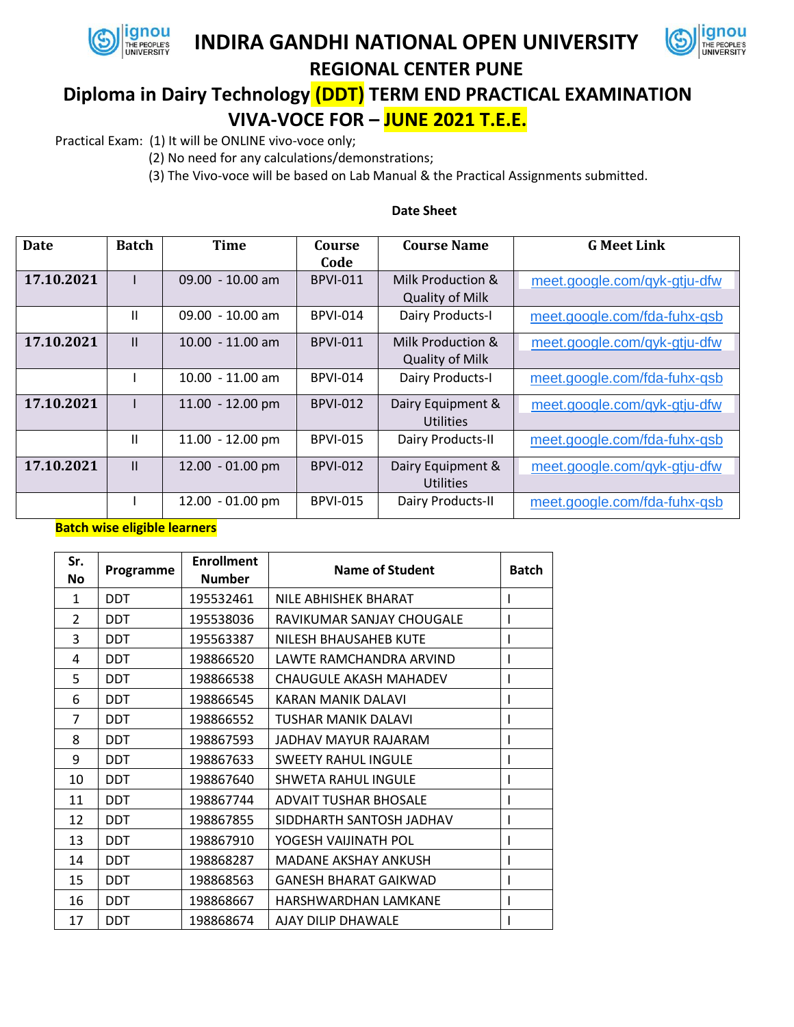# INDIRA GANDHI NATIONAL OPEN UNIVERSITY

## REGIONAL CENTER PUNE

## Diploma in Dairy Technology (DDT) TERM END PRACTICAL EXAMINATION VIVA-VOCE FOR – JUNE 2021 T.E.E.

Practical Exam: (1) It will be ONLINE vivo-voce only;
(2) No need for any calculations/demonstrations;
(3) The Vivo-voce will be based on Lab Manual & the Practical Assignments submitted.

**Date Sheet**

| Date | Batch | Time | Course Code | Course Name | G Meet Link |
|---|---|---|---|---|---|
| **17.10.2021** | I | 09.00 - 10.00 am | BPVI-011 | Milk Production & Quality of Milk | meet.google.com/qyk-gtju-dfw |
| | II | 09.00 - 10.00 am | BPVI-014 | Dairy Products-I | meet.google.com/fda-fuhx-qsb |
| **17.10.2021** | II | 10.00 - 11.00 am | BPVI-011 | Milk Production & Quality of Milk | meet.google.com/qyk-gtju-dfw |
| | I | 10.00 - 11.00 am | BPVI-014 | Dairy Products-I | meet.google.com/fda-fuhx-qsb |
| **17.10.2021** | I | 11.00 - 12.00 pm | BPVI-012 | Dairy Equipment & Utilities | meet.google.com/qyk-gtju-dfw |
| | II | 11.00 - 12.00 pm | BPVI-015 | Dairy Products-II | meet.google.com/fda-fuhx-qsb |
| **17.10.2021** | II | 12.00 - 01.00 pm | BPVI-012 | Dairy Equipment & Utilities | meet.google.com/qyk-gtju-dfw |
| | I | 12.00 - 01.00 pm | BPVI-015 | Dairy Products-II | meet.google.com/fda-fuhx-qsb |

**Batch wise eligible learners**

| Sr. No | Programme | Enrollment Number | Name of Student | Batch |
|---|---|---|---|---|
| 1 | DDT | 195532461 | NILE ABHISHEK BHARAT | I |
| 2 | DDT | 195538036 | RAVIKUMAR SANJAY CHOUGALE | I |
| 3 | DDT | 195563387 | NILESH BHAUSAHEB KUTE | I |
| 4 | DDT | 198866520 | LAWTE RAMCHANDRA ARVIND | I |
| 5 | DDT | 198866538 | CHAUGULE AKASH MAHADEV | I |
| 6 | DDT | 198866545 | KARAN MANIK DALAVI | I |
| 7 | DDT | 198866552 | TUSHAR MANIK DALAVI | I |
| 8 | DDT | 198867593 | JADHAV MAYUR RAJARAM | I |
| 9 | DDT | 198867633 | SWEETY RAHUL INGULE | I |
| 10 | DDT | 198867640 | SHWETA RAHUL INGULE | I |
| 11 | DDT | 198867744 | ADVAIT TUSHAR BHOSALE | I |
| 12 | DDT | 198867855 | SIDDHARTH SANTOSH JADHAV | I |
| 13 | DDT | 198867910 | YOGESH VAIJINATH POL | I |
| 14 | DDT | 198868287 | MADANE AKSHAY ANKUSH | I |
| 15 | DDT | 198868563 | GANESH BHARAT GAIKWAD | I |
| 16 | DDT | 198868667 | HARSHWARDHAN LAMKANE | I |
| 17 | DDT | 198868674 | AJAY DILIP DHAWALE | I |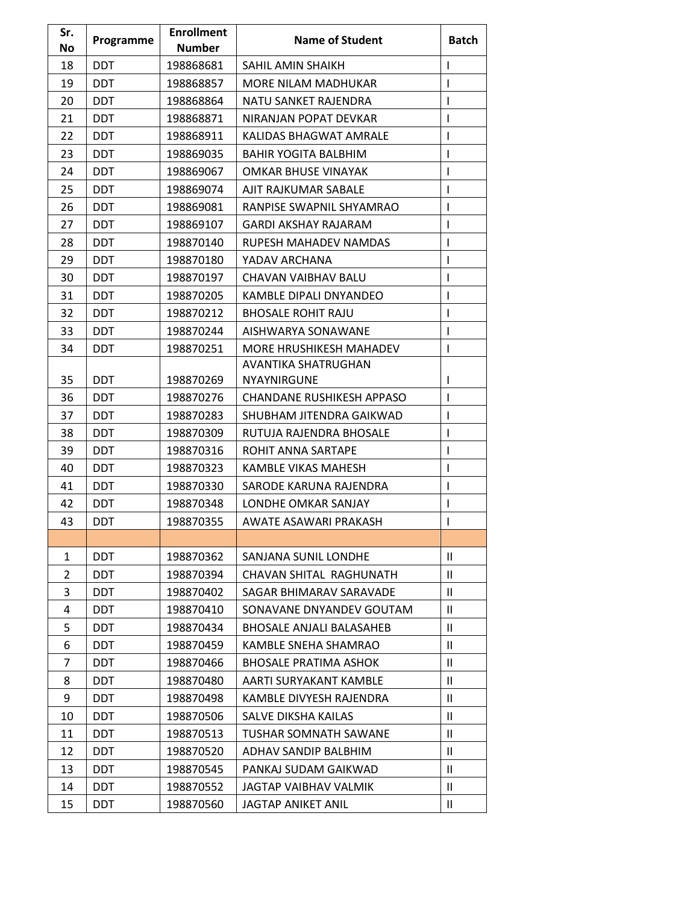| Sr. No | Programme | Enrollment Number | Name of Student | Batch |
|---|---|---|---|---|
| 18 | DDT | 198868681 | SAHIL AMIN SHAIKH | I |
| 19 | DDT | 198868857 | MORE NILAM MADHUKAR | I |
| 20 | DDT | 198868864 | NATU SANKET RAJENDRA | I |
| 21 | DDT | 198868871 | NIRANJAN POPAT DEVKAR | I |
| 22 | DDT | 198868911 | KALIDAS BHAGWAT AMRALE | I |
| 23 | DDT | 198869035 | BAHIR YOGITA BALBHIM | I |
| 24 | DDT | 198869067 | OMKAR BHUSE VINAYAK | I |
| 25 | DDT | 198869074 | AJIT RAJKUMAR SABALE | I |
| 26 | DDT | 198869081 | RANPISE SWAPNIL SHYAMRAO | I |
| 27 | DDT | 198869107 | GARDI AKSHAY RAJARAM | I |
| 28 | DDT | 198870140 | RUPESH MAHADEV NAMDAS | I |
| 29 | DDT | 198870180 | YADAV ARCHANA | I |
| 30 | DDT | 198870197 | CHAVAN VAIBHAV BALU | I |
| 31 | DDT | 198870205 | KAMBLE DIPALI DNYANDEO | I |
| 32 | DDT | 198870212 | BHOSALE ROHIT RAJU | I |
| 33 | DDT | 198870244 | AISHWARYA SONAWANE | I |
| 34 | DDT | 198870251 | MORE HRUSHIKESH MAHADEV | I |
| 35 | DDT | 198870269 | AVANTIKA SHATRUGHAN NYAYNIRGUNE | I |
| 36 | DDT | 198870276 | CHANDANE RUSHIKESH APPASO | I |
| 37 | DDT | 198870283 | SHUBHAM JITENDRA GAIKWAD | I |
| 38 | DDT | 198870309 | RUTUJA RAJENDRA BHOSALE | I |
| 39 | DDT | 198870316 | ROHIT ANNA SARTAPE | I |
| 40 | DDT | 198870323 | KAMBLE VIKAS MAHESH | I |
| 41 | DDT | 198870330 | SARODE KARUNA RAJENDRA | I |
| 42 | DDT | 198870348 | LONDHE OMKAR SANJAY | I |
| 43 | DDT | 198870355 | AWATE ASAWARI PRAKASH | I |
| | | | | |
| 1 | DDT | 198870362 | SANJANA SUNIL LONDHE | II |
| 2 | DDT | 198870394 | CHAVAN SHITAL RAGHUNATH | II |
| 3 | DDT | 198870402 | SAGAR BHIMARAV SARAVADE | II |
| 4 | DDT | 198870410 | SONAVANE DNYANDEV GOUTAM | II |
| 5 | DDT | 198870434 | BHOSALE ANJALI BALASAHEB | II |
| 6 | DDT | 198870459 | KAMBLE SNEHA SHAMRAO | II |
| 7 | DDT | 198870466 | BHOSALE PRATIMA ASHOK | II |
| 8 | DDT | 198870480 | AARTI SURYAKANT KAMBLE | II |
| 9 | DDT | 198870498 | KAMBLE DIVYESH RAJENDRA | II |
| 10 | DDT | 198870506 | SALVE DIKSHA KAILAS | II |
| 11 | DDT | 198870513 | TUSHAR SOMNATH SAWANE | II |
| 12 | DDT | 198870520 | ADHAV SANDIP BALBHIM | II |
| 13 | DDT | 198870545 | PANKAJ SUDAM GAIKWAD | II |
| 14 | DDT | 198870552 | JAGTAP VAIBHAV VALMIK | II |
| 15 | DDT | 198870560 | JAGTAP ANIKET ANIL | II |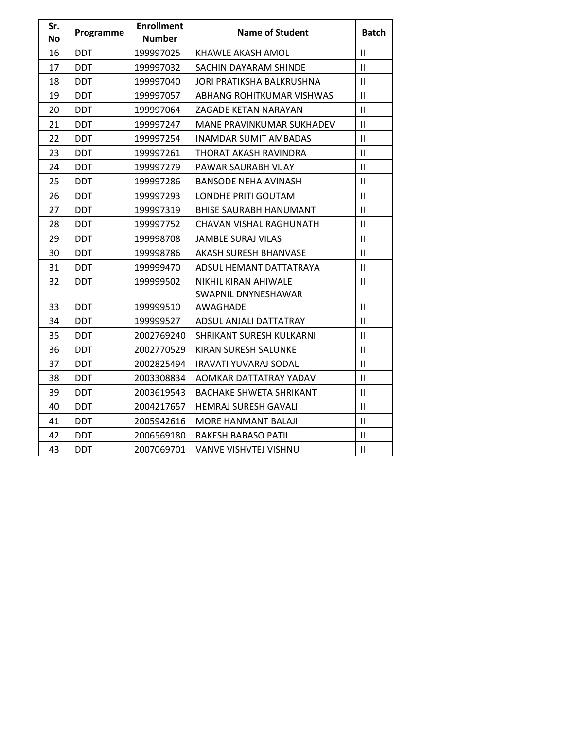| Sr. No | Programme | Enrollment Number | Name of Student | Batch |
|---|---|---|---|---|
| 16 | DDT | 199997025 | KHAWLE AKASH AMOL | II |
| 17 | DDT | 199997032 | SACHIN DAYARAM SHINDE | II |
| 18 | DDT | 199997040 | JORI PRATIKSHA BALKRUSHNA | II |
| 19 | DDT | 199997057 | ABHANG ROHITKUMAR VISHWAS | II |
| 20 | DDT | 199997064 | ZAGADE KETAN NARAYAN | II |
| 21 | DDT | 199997247 | MANE PRAVINKUMAR SUKHADEV | II |
| 22 | DDT | 199997254 | INAMDAR SUMIT AMBADAS | II |
| 23 | DDT | 199997261 | THORAT AKASH RAVINDRA | II |
| 24 | DDT | 199997279 | PAWAR SAURABH VIJAY | II |
| 25 | DDT | 199997286 | BANSODE NEHA AVINASH | II |
| 26 | DDT | 199997293 | LONDHE PRITI GOUTAM | II |
| 27 | DDT | 199997319 | BHISE SAURABH HANUMANT | II |
| 28 | DDT | 199997752 | CHAVAN VISHAL RAGHUNATH | II |
| 29 | DDT | 199998708 | JAMBLE SURAJ VILAS | II |
| 30 | DDT | 199998786 | AKASH SURESH BHANVASE | II |
| 31 | DDT | 199999470 | ADSUL HEMANT DATTATRAYA | II |
| 32 | DDT | 199999502 | NIKHIL KIRAN AHIWALE | II |
| 33 | DDT | 199999510 | SWAPNIL DNYNESHAWAR AWAGHADE | II |
| 34 | DDT | 199999527 | ADSUL ANJALI DATTATRAY | II |
| 35 | DDT | 2002769240 | SHRIKANT SURESH KULKARNI | II |
| 36 | DDT | 2002770529 | KIRAN SURESH SALUNKE | II |
| 37 | DDT | 2002825494 | IRAVATI YUVARAJ SODAL | II |
| 38 | DDT | 2003308834 | AOMKAR DATTATRAY YADAV | II |
| 39 | DDT | 2003619543 | BACHAKE SHWETA SHRIKANT | II |
| 40 | DDT | 2004217657 | HEMRAJ SURESH GAVALI | II |
| 41 | DDT | 2005942616 | MORE HANMANT BALAJI | II |
| 42 | DDT | 2006569180 | RAKESH BABASO PATIL | II |
| 43 | DDT | 2007069701 | VANVE VISHVTEJ VISHNU | II |